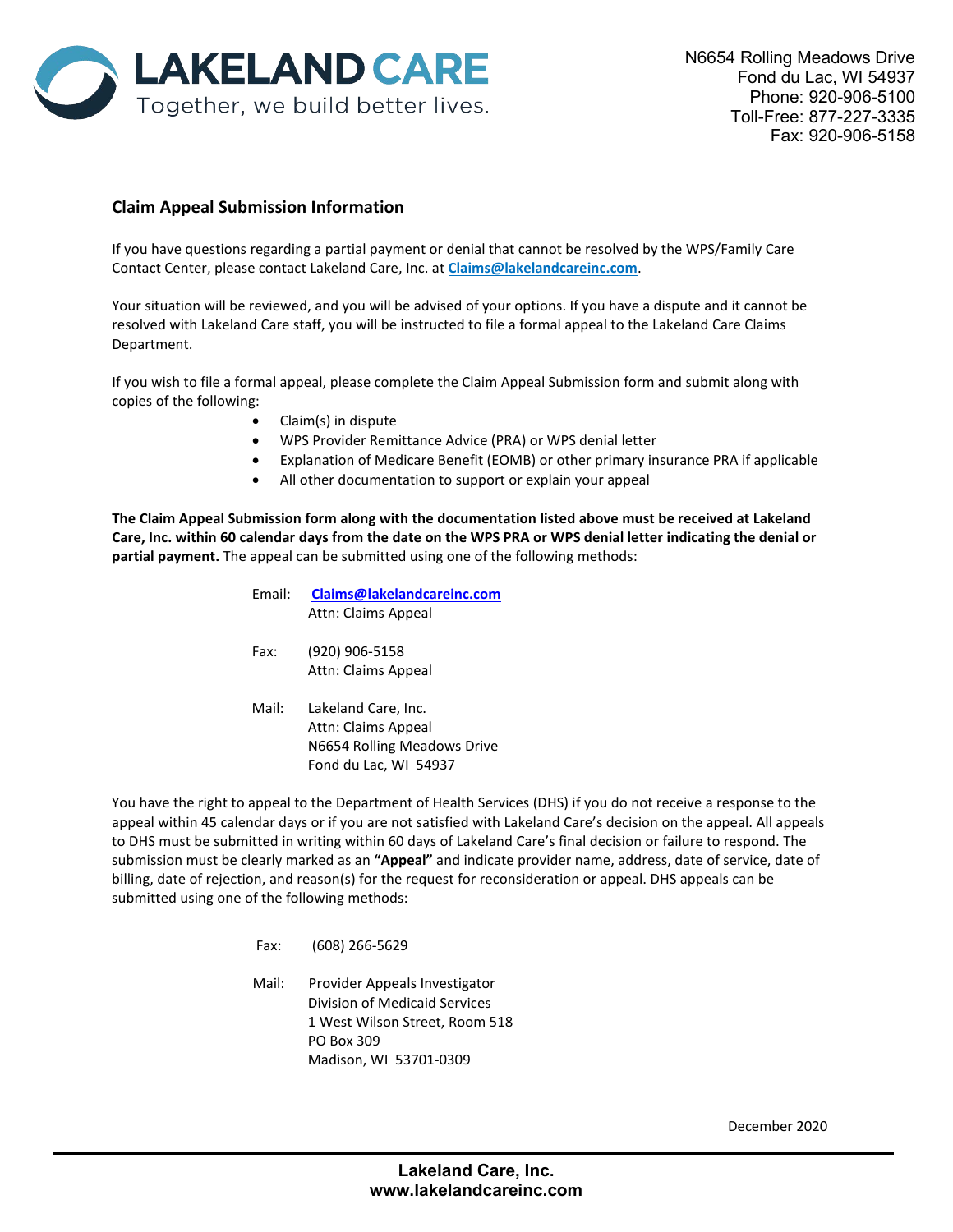**LAKELAND CARE**
Together, we build better lives.

N6654 Rolling Meadows Drive
Fond du Lac, WI 54937
Phone: 920-906-5100
Toll-Free: 877-227-3335
Fax: 920-906-5158

## Claim Appeal Submission Information

If you have questions regarding a partial payment or denial that cannot be resolved by the WPS/Family Care Contact Center, please contact Lakeland Care, Inc. at **Claims@lakelandcareinc.com**.

Your situation will be reviewed, and you will be advised of your options. If you have a dispute and it cannot be resolved with Lakeland Care staff, you will be instructed to file a formal appeal to the Lakeland Care Claims Department.

If you wish to file a formal appeal, please complete the Claim Appeal Submission form and submit along with copies of the following:

- Claim(s) in dispute
- WPS Provider Remittance Advice (PRA) or WPS denial letter
- Explanation of Medicare Benefit (EOMB) or other primary insurance PRA if applicable
- All other documentation to support or explain your appeal

**The Claim Appeal Submission form along with the documentation listed above must be received at Lakeland Care, Inc. within 60 calendar days from the date on the WPS PRA or WPS denial letter indicating the denial or partial payment.** The appeal can be submitted using one of the following methods:

Email: **Claims@lakelandcareinc.com**
Attn: Claims Appeal

Fax: (920) 906-5158
Attn: Claims Appeal

Mail: Lakeland Care, Inc.
Attn: Claims Appeal
N6654 Rolling Meadows Drive
Fond du Lac, WI 54937

You have the right to appeal to the Department of Health Services (DHS) if you do not receive a response to the appeal within 45 calendar days or if you are not satisfied with Lakeland Care's decision on the appeal. All appeals to DHS must be submitted in writing within 60 days of Lakeland Care's final decision or failure to respond. The submission must be clearly marked as an **"Appeal"** and indicate provider name, address, date of service, date of billing, date of rejection, and reason(s) for the request for reconsideration or appeal. DHS appeals can be submitted using one of the following methods:

Fax: (608) 266-5629

Mail: Provider Appeals Investigator
Division of Medicaid Services
1 West Wilson Street, Room 518
PO Box 309
Madison, WI 53701-0309

December 2020

**Lakeland Care, Inc.**
**www.lakelandcareinc.com**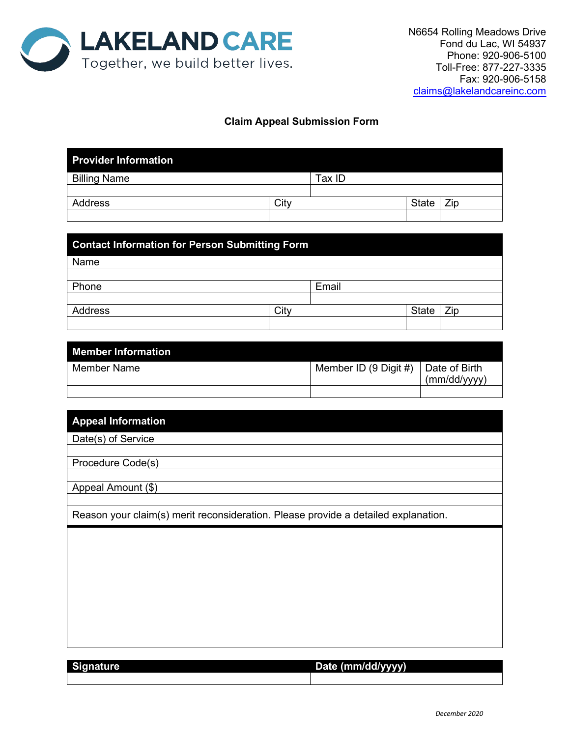**LAKELAND CARE**
Together, we build better lives.

N6654 Rolling Meadows Drive
Fond du Lac, WI 54937
Phone: 920-906-5100
Toll-Free: 877-227-3335
Fax: 920-906-5158
claims@lakelandcareinc.com

## Claim Appeal Submission Form

| Provider Information | | | | |
|---|---|---|---|---|
| Billing Name | | Tax ID | | |
| | | | | |
| Address | City | | State | Zip |
| | | | | |

| Contact Information for Person Submitting Form | | | | |
|---|---|---|---|---|
| Name | | | | |
| | | | | |
| Phone | | Email | | |
| | | | | |
| Address | City | | State | Zip |
| | | | | |

| Member Information | | |
|---|---|---|
| Member Name | Member ID (9 Digit #) | Date of Birth (mm/dd/yyyy) |
| | | |

| Appeal Information |
|---|
| Date(s) of Service |
| |
| Procedure Code(s) |
| |
| Appeal Amount ($) |
| |
| Reason your claim(s) merit reconsideration. Please provide a detailed explanation. |
| |

| Signature | Date (mm/dd/yyyy) |
|---|---|
| | |

*December 2020*